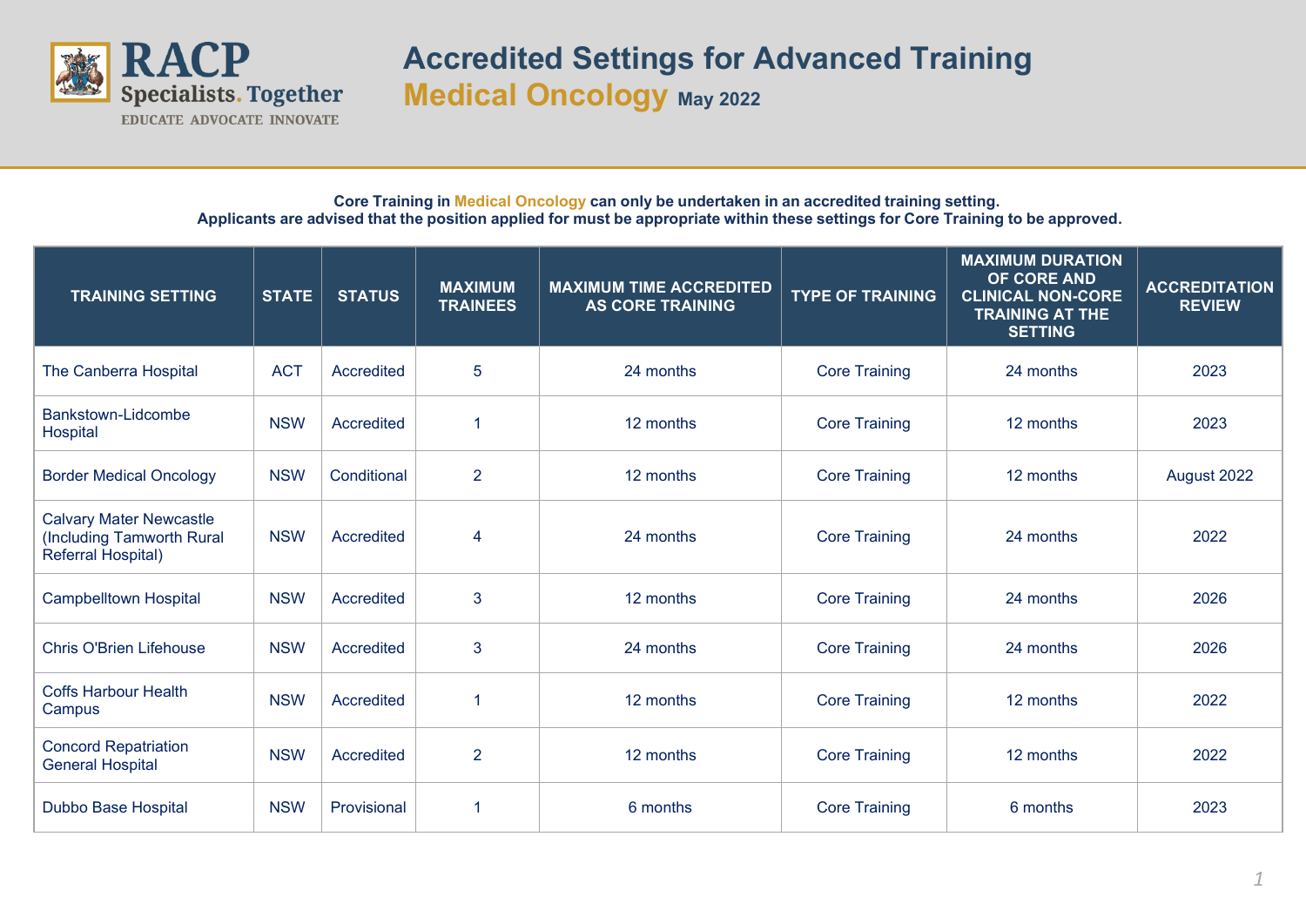# Accredited Settings for Advanced Training

## Medical Oncology May 2022

**Core Training in Medical Oncology can only be undertaken in an accredited training setting.**
**Applicants are advised that the position applied for must be appropriate within these settings for Core Training to be approved.**

| TRAINING SETTING | STATE | STATUS | MAXIMUM TRAINEES | MAXIMUM TIME ACCREDITED AS CORE TRAINING | TYPE OF TRAINING | MAXIMUM DURATION OF CORE AND CLINICAL NON-CORE TRAINING AT THE SETTING | ACCREDITATION REVIEW |
|---|---|---|---|---|---|---|---|
| The Canberra Hospital | ACT | Accredited | 5 | 24 months | Core Training | 24 months | 2023 |
| Bankstown-Lidcombe Hospital | NSW | Accredited | 1 | 12 months | Core Training | 12 months | 2023 |
| Border Medical Oncology | NSW | Conditional | 2 | 12 months | Core Training | 12 months | August 2022 |
| Calvary Mater Newcastle (Including Tamworth Rural Referral Hospital) | NSW | Accredited | 4 | 24 months | Core Training | 24 months | 2022 |
| Campbelltown Hospital | NSW | Accredited | 3 | 12 months | Core Training | 24 months | 2026 |
| Chris O'Brien Lifehouse | NSW | Accredited | 3 | 24 months | Core Training | 24 months | 2026 |
| Coffs Harbour Health Campus | NSW | Accredited | 1 | 12 months | Core Training | 12 months | 2022 |
| Concord Repatriation General Hospital | NSW | Accredited | 2 | 12 months | Core Training | 12 months | 2022 |
| Dubbo Base Hospital | NSW | Provisional | 1 | 6 months | Core Training | 6 months | 2023 |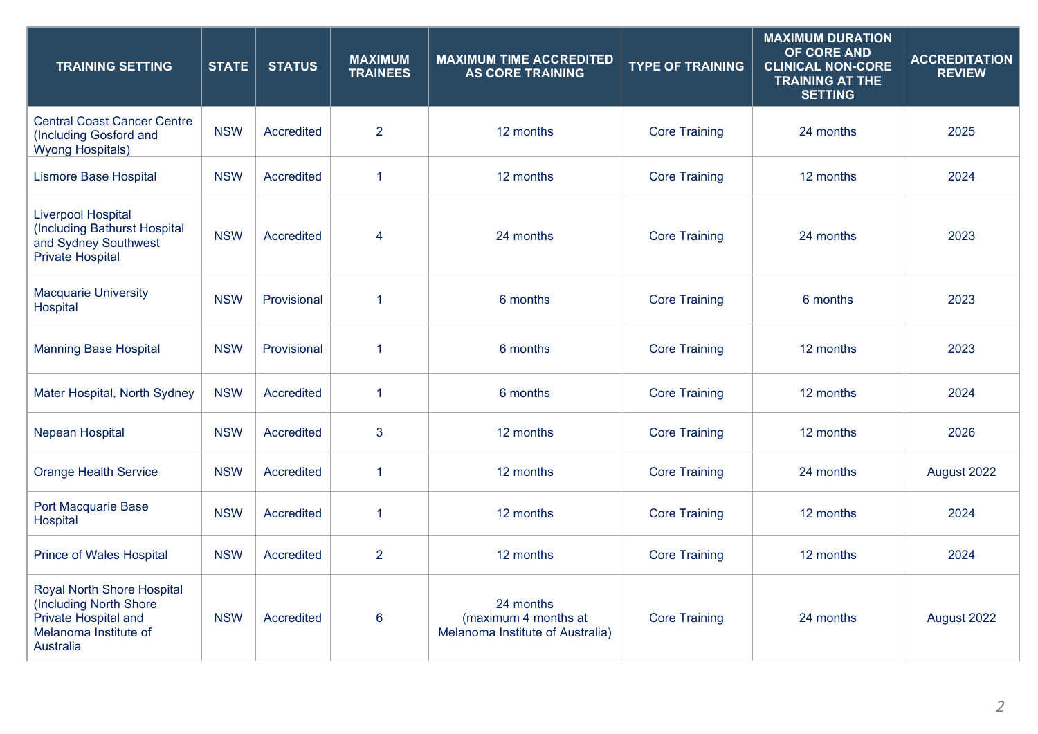| TRAINING SETTING | STATE | STATUS | MAXIMUM TRAINEES | MAXIMUM TIME ACCREDITED AS CORE TRAINING | TYPE OF TRAINING | MAXIMUM DURATION OF CORE AND CLINICAL NON-CORE TRAINING AT THE SETTING | ACCREDITATION REVIEW |
|---|---|---|---|---|---|---|---|
| Central Coast Cancer Centre (Including Gosford and Wyong Hospitals) | NSW | Accredited | 2 | 12 months | Core Training | 24 months | 2025 |
| Lismore Base Hospital | NSW | Accredited | 1 | 12 months | Core Training | 12 months | 2024 |
| Liverpool Hospital (Including Bathurst Hospital and Sydney Southwest Private Hospital | NSW | Accredited | 4 | 24 months | Core Training | 24 months | 2023 |
| Macquarie University Hospital | NSW | Provisional | 1 | 6 months | Core Training | 6 months | 2023 |
| Manning Base Hospital | NSW | Provisional | 1 | 6 months | Core Training | 12 months | 2023 |
| Mater Hospital, North Sydney | NSW | Accredited | 1 | 6 months | Core Training | 12 months | 2024 |
| Nepean Hospital | NSW | Accredited | 3 | 12 months | Core Training | 12 months | 2026 |
| Orange Health Service | NSW | Accredited | 1 | 12 months | Core Training | 24 months | August 2022 |
| Port Macquarie Base Hospital | NSW | Accredited | 1 | 12 months | Core Training | 12 months | 2024 |
| Prince of Wales Hospital | NSW | Accredited | 2 | 12 months | Core Training | 12 months | 2024 |
| Royal North Shore Hospital (Including North Shore Private Hospital and Melanoma Institute of Australia | NSW | Accredited | 6 | 24 months (maximum 4 months at Melanoma Institute of Australia) | Core Training | 24 months | August 2022 |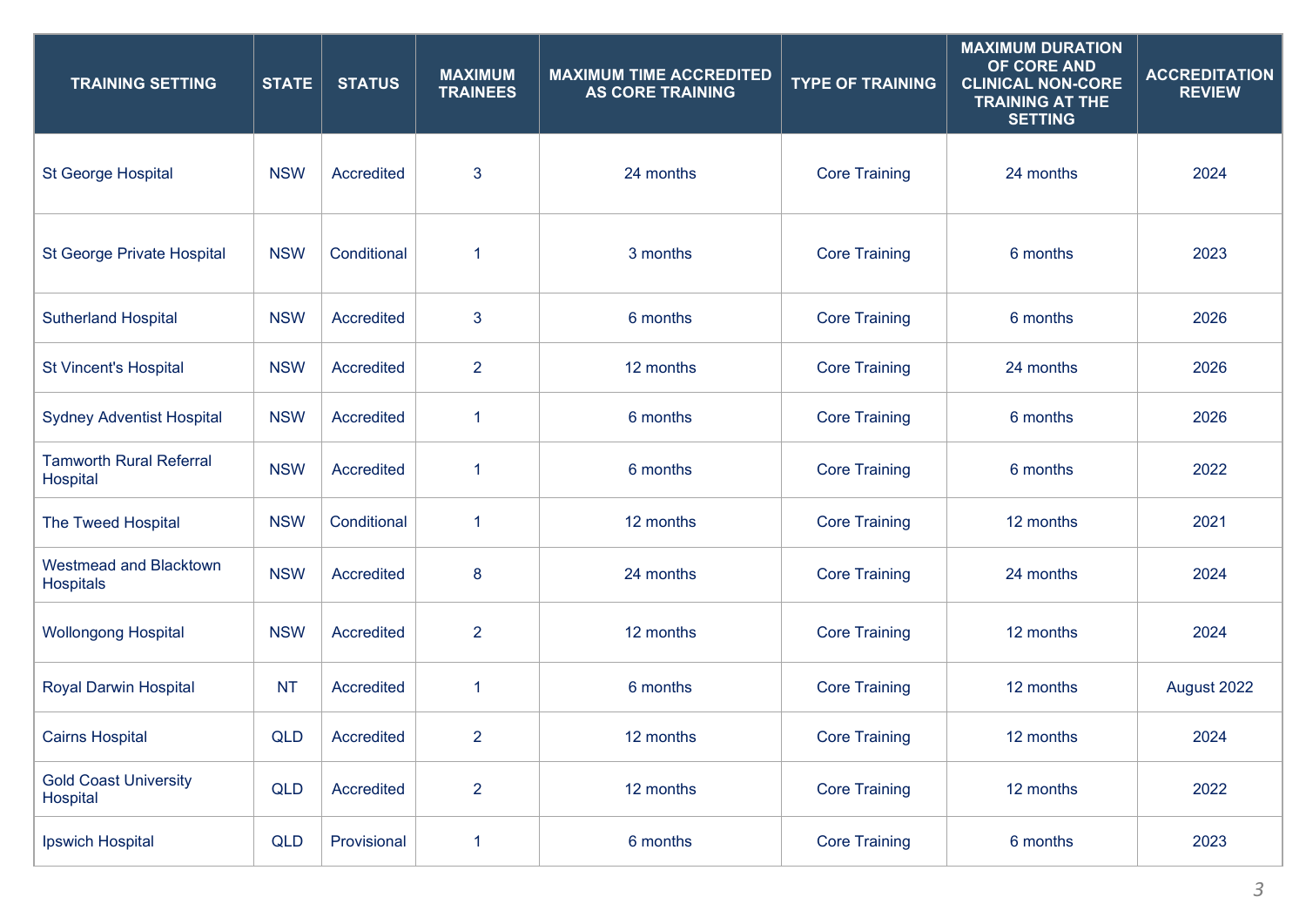| TRAINING SETTING | STATE | STATUS | MAXIMUM TRAINEES | MAXIMUM TIME ACCREDITED AS CORE TRAINING | TYPE OF TRAINING | MAXIMUM DURATION OF CORE AND CLINICAL NON-CORE TRAINING AT THE SETTING | ACCREDITATION REVIEW |
|---|---|---|---|---|---|---|---|
| St George Hospital | NSW | Accredited | 3 | 24 months | Core Training | 24 months | 2024 |
| St George Private Hospital | NSW | Conditional | 1 | 3 months | Core Training | 6 months | 2023 |
| Sutherland Hospital | NSW | Accredited | 3 | 6 months | Core Training | 6 months | 2026 |
| St Vincent's Hospital | NSW | Accredited | 2 | 12 months | Core Training | 24 months | 2026 |
| Sydney Adventist Hospital | NSW | Accredited | 1 | 6 months | Core Training | 6 months | 2026 |
| Tamworth Rural Referral Hospital | NSW | Accredited | 1 | 6 months | Core Training | 6 months | 2022 |
| The Tweed Hospital | NSW | Conditional | 1 | 12 months | Core Training | 12 months | 2021 |
| Westmead and Blacktown Hospitals | NSW | Accredited | 8 | 24 months | Core Training | 24 months | 2024 |
| Wollongong Hospital | NSW | Accredited | 2 | 12 months | Core Training | 12 months | 2024 |
| Royal Darwin Hospital | NT | Accredited | 1 | 6 months | Core Training | 12 months | August 2022 |
| Cairns Hospital | QLD | Accredited | 2 | 12 months | Core Training | 12 months | 2024 |
| Gold Coast University Hospital | QLD | Accredited | 2 | 12 months | Core Training | 12 months | 2022 |
| Ipswich Hospital | QLD | Provisional | 1 | 6 months | Core Training | 6 months | 2023 |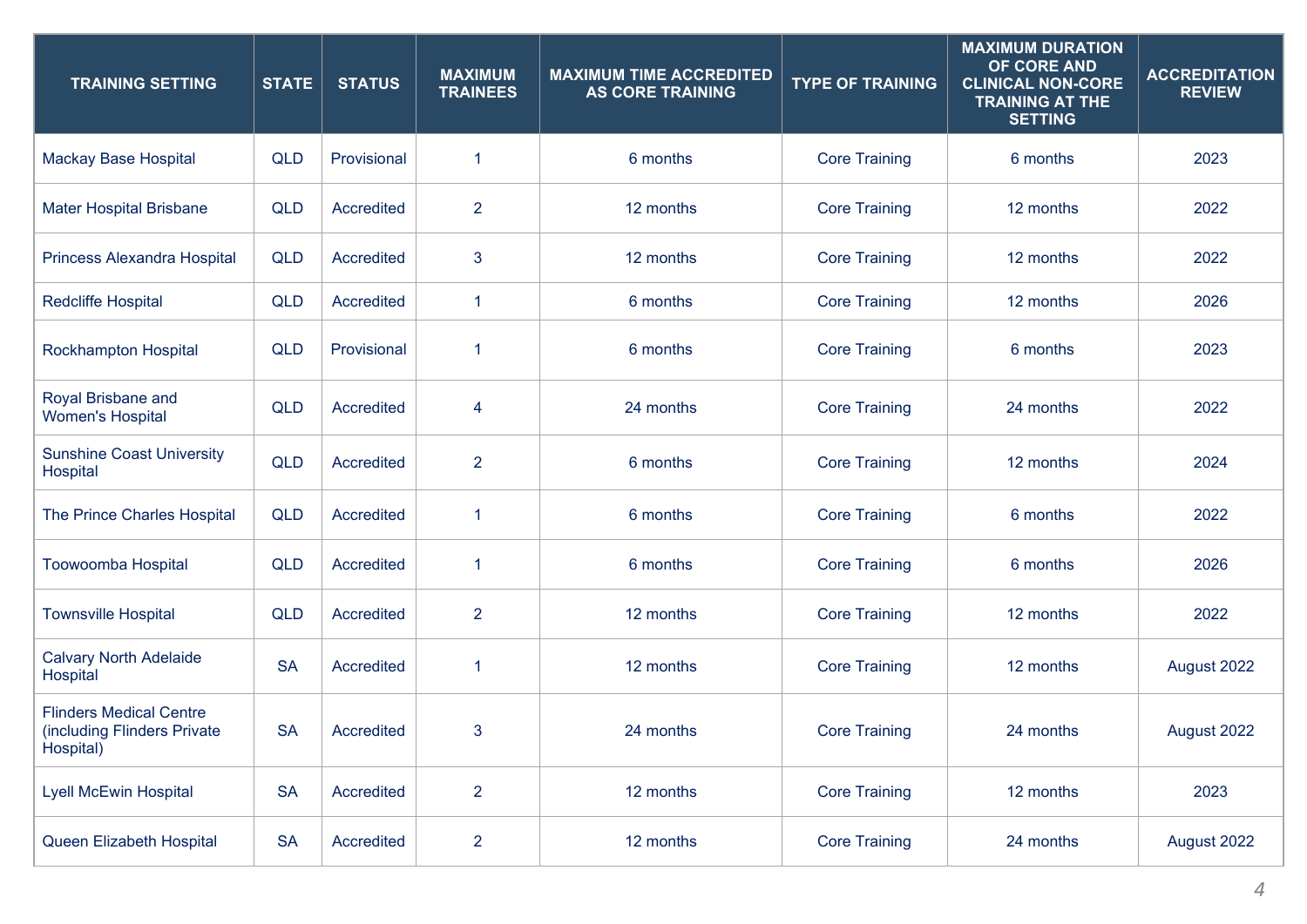| TRAINING SETTING | STATE | STATUS | MAXIMUM TRAINEES | MAXIMUM TIME ACCREDITED AS CORE TRAINING | TYPE OF TRAINING | MAXIMUM DURATION OF CORE AND CLINICAL NON-CORE TRAINING AT THE SETTING | ACCREDITATION REVIEW |
|---|---|---|---|---|---|---|---|
| Mackay Base Hospital | QLD | Provisional | 1 | 6 months | Core Training | 6 months | 2023 |
| Mater Hospital Brisbane | QLD | Accredited | 2 | 12 months | Core Training | 12 months | 2022 |
| Princess Alexandra Hospital | QLD | Accredited | 3 | 12 months | Core Training | 12 months | 2022 |
| Redcliffe Hospital | QLD | Accredited | 1 | 6 months | Core Training | 12 months | 2026 |
| Rockhampton Hospital | QLD | Provisional | 1 | 6 months | Core Training | 6 months | 2023 |
| Royal Brisbane and Women's Hospital | QLD | Accredited | 4 | 24 months | Core Training | 24 months | 2022 |
| Sunshine Coast University Hospital | QLD | Accredited | 2 | 6 months | Core Training | 12 months | 2024 |
| The Prince Charles Hospital | QLD | Accredited | 1 | 6 months | Core Training | 6 months | 2022 |
| Toowoomba Hospital | QLD | Accredited | 1 | 6 months | Core Training | 6 months | 2026 |
| Townsville Hospital | QLD | Accredited | 2 | 12 months | Core Training | 12 months | 2022 |
| Calvary North Adelaide Hospital | SA | Accredited | 1 | 12 months | Core Training | 12 months | August 2022 |
| Flinders Medical Centre (including Flinders Private Hospital) | SA | Accredited | 3 | 24 months | Core Training | 24 months | August 2022 |
| Lyell McEwin Hospital | SA | Accredited | 2 | 12 months | Core Training | 12 months | 2023 |
| Queen Elizabeth Hospital | SA | Accredited | 2 | 12 months | Core Training | 24 months | August 2022 |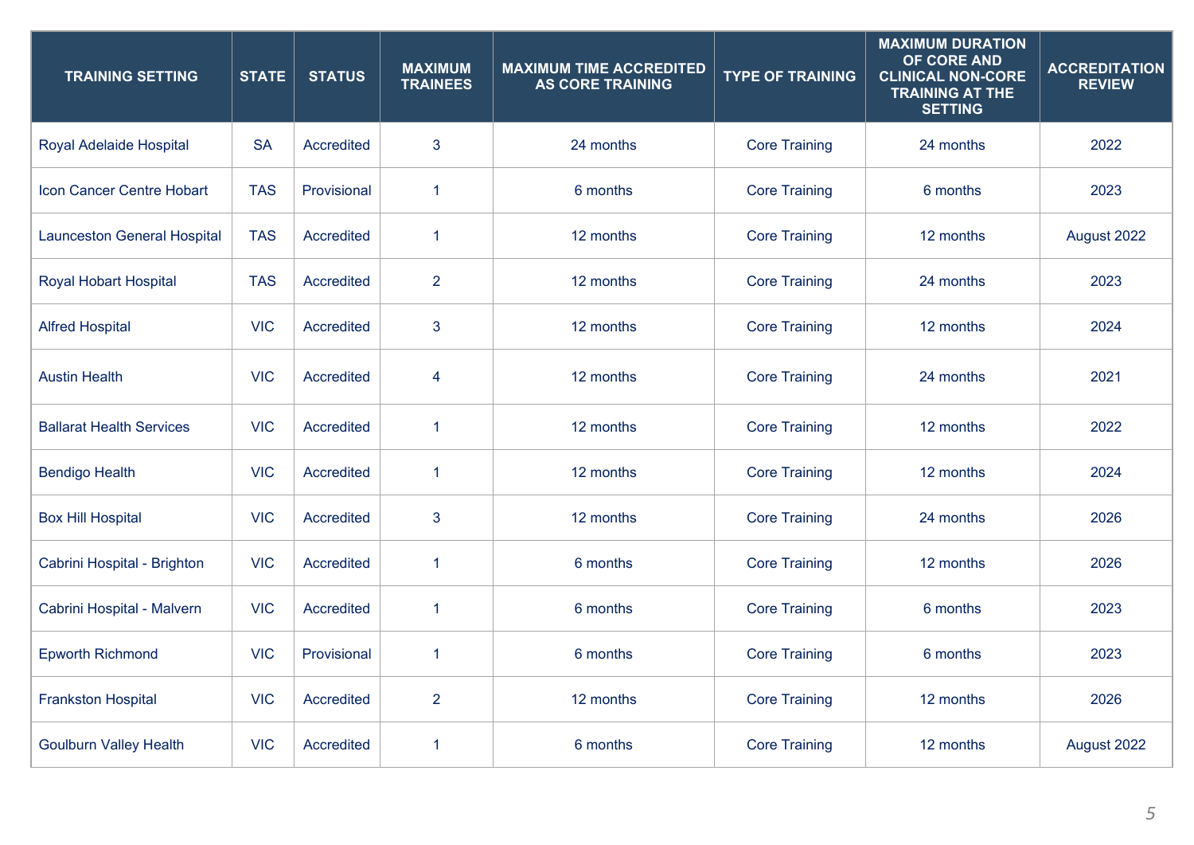| TRAINING SETTING | STATE | STATUS | MAXIMUM TRAINEES | MAXIMUM TIME ACCREDITED AS CORE TRAINING | TYPE OF TRAINING | MAXIMUM DURATION OF CORE AND CLINICAL NON-CORE TRAINING AT THE SETTING | ACCREDITATION REVIEW |
|---|---|---|---|---|---|---|---|
| Royal Adelaide Hospital | SA | Accredited | 3 | 24 months | Core Training | 24 months | 2022 |
| Icon Cancer Centre Hobart | TAS | Provisional | 1 | 6 months | Core Training | 6 months | 2023 |
| Launceston General Hospital | TAS | Accredited | 1 | 12 months | Core Training | 12 months | August 2022 |
| Royal Hobart Hospital | TAS | Accredited | 2 | 12 months | Core Training | 24 months | 2023 |
| Alfred Hospital | VIC | Accredited | 3 | 12 months | Core Training | 12 months | 2024 |
| Austin Health | VIC | Accredited | 4 | 12 months | Core Training | 24 months | 2021 |
| Ballarat Health Services | VIC | Accredited | 1 | 12 months | Core Training | 12 months | 2022 |
| Bendigo Health | VIC | Accredited | 1 | 12 months | Core Training | 12 months | 2024 |
| Box Hill Hospital | VIC | Accredited | 3 | 12 months | Core Training | 24 months | 2026 |
| Cabrini Hospital - Brighton | VIC | Accredited | 1 | 6 months | Core Training | 12 months | 2026 |
| Cabrini Hospital - Malvern | VIC | Accredited | 1 | 6 months | Core Training | 6 months | 2023 |
| Epworth Richmond | VIC | Provisional | 1 | 6 months | Core Training | 6 months | 2023 |
| Frankston Hospital | VIC | Accredited | 2 | 12 months | Core Training | 12 months | 2026 |
| Goulburn Valley Health | VIC | Accredited | 1 | 6 months | Core Training | 12 months | August 2022 |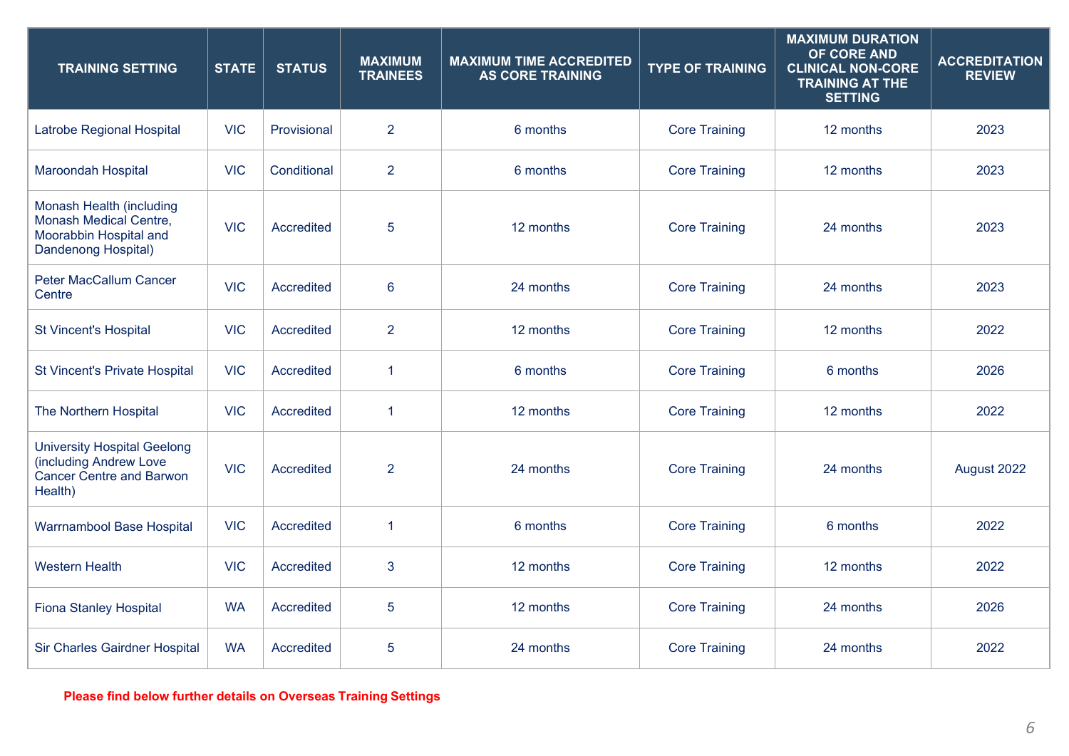| TRAINING SETTING | STATE | STATUS | MAXIMUM TRAINEES | MAXIMUM TIME ACCREDITED AS CORE TRAINING | TYPE OF TRAINING | MAXIMUM DURATION OF CORE AND CLINICAL NON-CORE TRAINING AT THE SETTING | ACCREDITATION REVIEW |
|---|---|---|---|---|---|---|---|
| Latrobe Regional Hospital | VIC | Provisional | 2 | 6 months | Core Training | 12 months | 2023 |
| Maroondah Hospital | VIC | Conditional | 2 | 6 months | Core Training | 12 months | 2023 |
| Monash Health (including Monash Medical Centre, Moorabbin Hospital and Dandenong Hospital) | VIC | Accredited | 5 | 12 months | Core Training | 24 months | 2023 |
| Peter MacCallum Cancer Centre | VIC | Accredited | 6 | 24 months | Core Training | 24 months | 2023 |
| St Vincent's Hospital | VIC | Accredited | 2 | 12 months | Core Training | 12 months | 2022 |
| St Vincent's Private Hospital | VIC | Accredited | 1 | 6 months | Core Training | 6 months | 2026 |
| The Northern Hospital | VIC | Accredited | 1 | 12 months | Core Training | 12 months | 2022 |
| University Hospital Geelong (including Andrew Love Cancer Centre and Barwon Health) | VIC | Accredited | 2 | 24 months | Core Training | 24 months | August 2022 |
| Warrnambool Base Hospital | VIC | Accredited | 1 | 6 months | Core Training | 6 months | 2022 |
| Western Health | VIC | Accredited | 3 | 12 months | Core Training | 12 months | 2022 |
| Fiona Stanley Hospital | WA | Accredited | 5 | 12 months | Core Training | 24 months | 2026 |
| Sir Charles Gairdner Hospital | WA | Accredited | 5 | 24 months | Core Training | 24 months | 2022 |

**Please find below further details on Overseas Training Settings**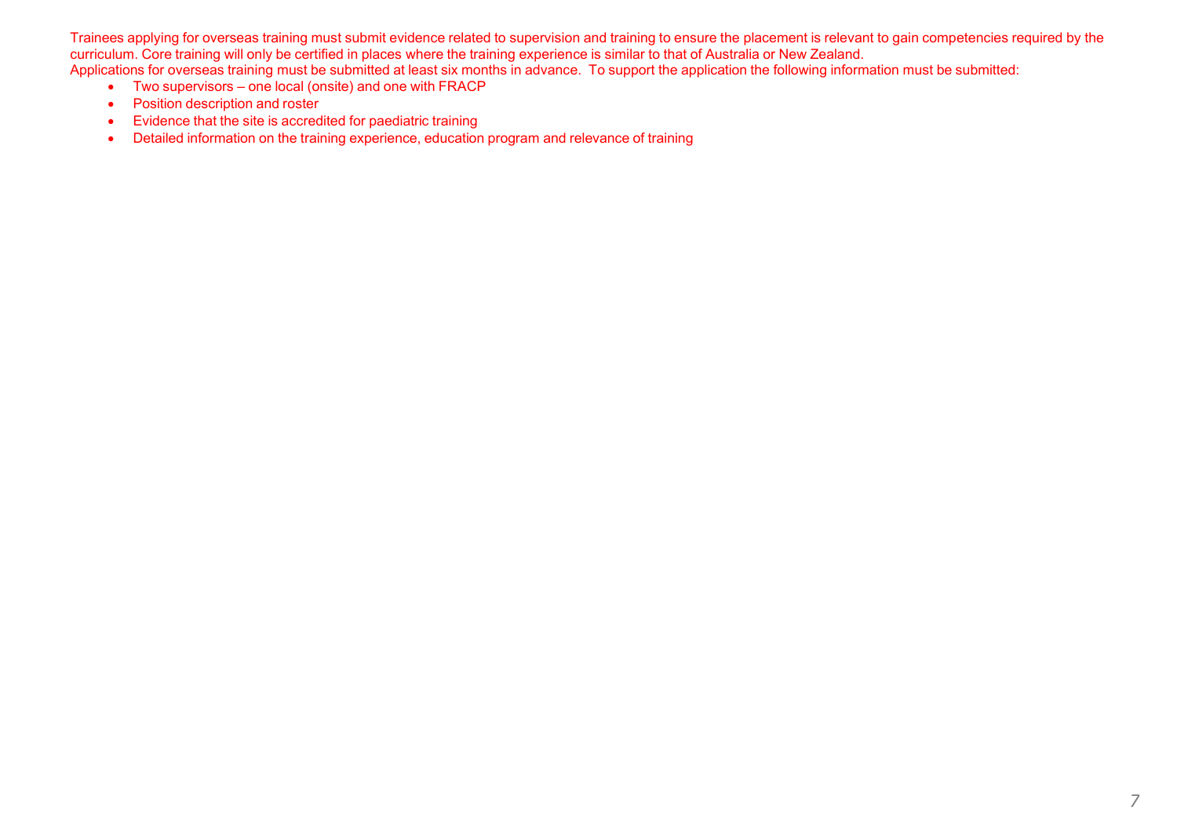Trainees applying for overseas training must submit evidence related to supervision and training to ensure the placement is relevant to gain competencies required by the curriculum. Core training will only be certified in places where the training experience is similar to that of Australia or New Zealand.

Applications for overseas training must be submitted at least six months in advance. To support the application the following information must be submitted:

- Two supervisors – one local (onsite) and one with FRACP
- Position description and roster
- Evidence that the site is accredited for paediatric training
- Detailed information on the training experience, education program and relevance of training